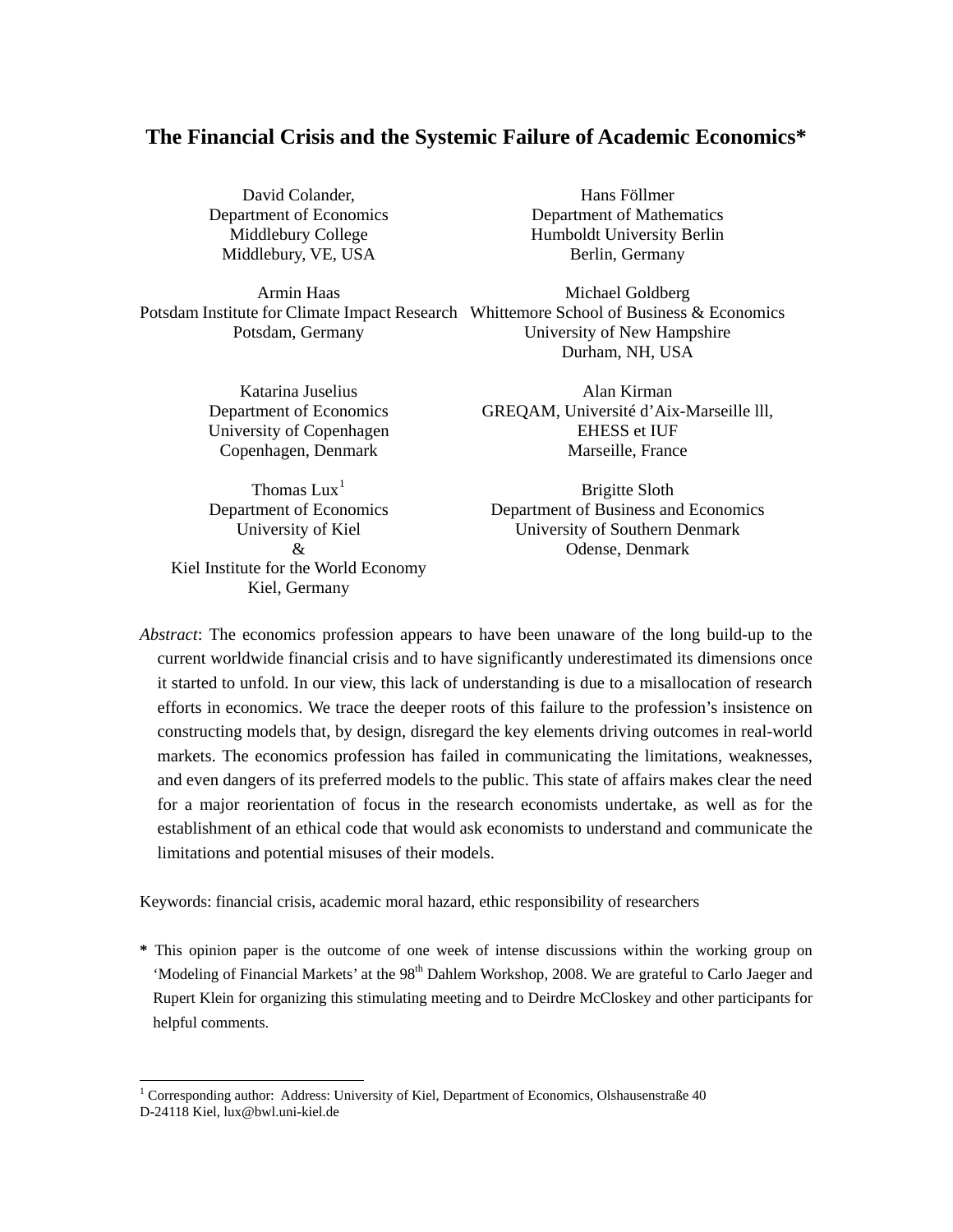# The Financial Crisis and the Systemic Failure of Academic Economics*

David Colander,
Department of Economics
Middlebury College
Middlebury, VE, USA

Hans Föllmer
Department of Mathematics
Humboldt University Berlin
Berlin, Germany

Armin Haas
Potsdam Institute for Climate Impact Research
Potsdam, Germany

Michael Goldberg
Whittemore School of Business & Economics
University of New Hampshire
Durham, NH, USA

Katarina Juselius
Department of Economics
University of Copenhagen
Copenhagen, Denmark

Alan Kirman
GREQAM, Université d'Aix-Marseille lll,
EHESS et IUF
Marseille, France

Thomas Lux[1]
Department of Economics
University of Kiel
&
Kiel Institute for the World Economy
Kiel, Germany

Brigitte Sloth
Department of Business and Economics
University of Southern Denmark
Odense, Denmark

*Abstract*: The economics profession appears to have been unaware of the long build-up to the current worldwide financial crisis and to have significantly underestimated its dimensions once it started to unfold. In our view, this lack of understanding is due to a misallocation of research efforts in economics. We trace the deeper roots of this failure to the profession's insistence on constructing models that, by design, disregard the key elements driving outcomes in real-world markets. The economics profession has failed in communicating the limitations, weaknesses, and even dangers of its preferred models to the public. This state of affairs makes clear the need for a major reorientation of focus in the research economists undertake, as well as for the establishment of an ethical code that would ask economists to understand and communicate the limitations and potential misuses of their models.

Keywords: financial crisis, academic moral hazard, ethic responsibility of researchers

**\*** This opinion paper is the outcome of one week of intense discussions within the working group on 'Modeling of Financial Markets' at the 98th Dahlem Workshop, 2008. We are grateful to Carlo Jaeger and Rupert Klein for organizing this stimulating meeting and to Deirdre McCloskey and other participants for helpful comments.

[1] Corresponding author: Address: University of Kiel, Department of Economics, Olshausenstraße 40 D-24118 Kiel, lux@bwl.uni-kiel.de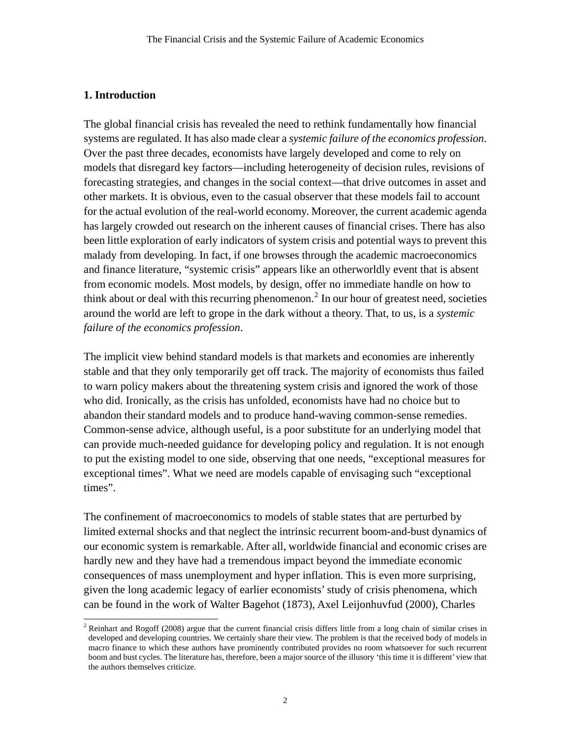## 1. Introduction

The global financial crisis has revealed the need to rethink fundamentally how financial systems are regulated. It has also made clear a *systemic failure of the economics profession*. Over the past three decades, economists have largely developed and come to rely on models that disregard key factors—including heterogeneity of decision rules, revisions of forecasting strategies, and changes in the social context—that drive outcomes in asset and other markets. It is obvious, even to the casual observer that these models fail to account for the actual evolution of the real-world economy. Moreover, the current academic agenda has largely crowded out research on the inherent causes of financial crises. There has also been little exploration of early indicators of system crisis and potential ways to prevent this malady from developing. In fact, if one browses through the academic macroeconomics and finance literature, "systemic crisis" appears like an otherworldly event that is absent from economic models. Most models, by design, offer no immediate handle on how to think about or deal with this recurring phenomenon.[2] In our hour of greatest need, societies around the world are left to grope in the dark without a theory. That, to us, is a *systemic failure of the economics profession*.

The implicit view behind standard models is that markets and economies are inherently stable and that they only temporarily get off track. The majority of economists thus failed to warn policy makers about the threatening system crisis and ignored the work of those who did. Ironically, as the crisis has unfolded, economists have had no choice but to abandon their standard models and to produce hand-waving common-sense remedies. Common-sense advice, although useful, is a poor substitute for an underlying model that can provide much-needed guidance for developing policy and regulation. It is not enough to put the existing model to one side, observing that one needs, "exceptional measures for exceptional times". What we need are models capable of envisaging such "exceptional times".

The confinement of macroeconomics to models of stable states that are perturbed by limited external shocks and that neglect the intrinsic recurrent boom-and-bust dynamics of our economic system is remarkable. After all, worldwide financial and economic crises are hardly new and they have had a tremendous impact beyond the immediate economic consequences of mass unemployment and hyper inflation. This is even more surprising, given the long academic legacy of earlier economists' study of crisis phenomena, which can be found in the work of Walter Bagehot (1873), Axel Leijonhuvfud (2000), Charles

[2] Reinhart and Rogoff (2008) argue that the current financial crisis differs little from a long chain of similar crises in developed and developing countries. We certainly share their view. The problem is that the received body of models in macro finance to which these authors have prominently contributed provides no room whatsoever for such recurrent boom and bust cycles. The literature has, therefore, been a major source of the illusory 'this time it is different' view that the authors themselves criticize.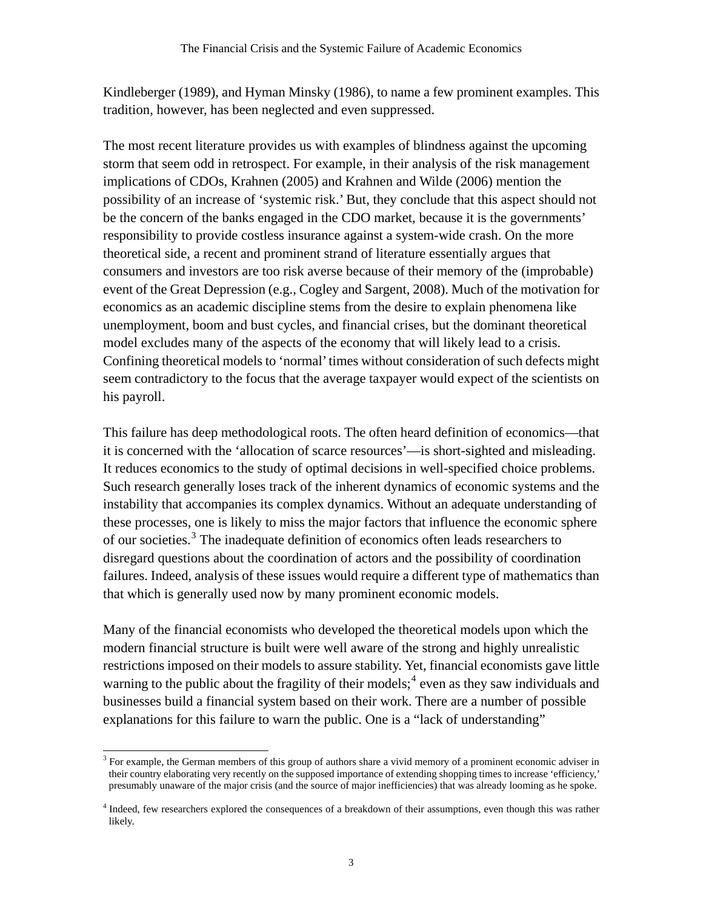Kindleberger (1989), and Hyman Minsky (1986), to name a few prominent examples. This tradition, however, has been neglected and even suppressed.

The most recent literature provides us with examples of blindness against the upcoming storm that seem odd in retrospect. For example, in their analysis of the risk management implications of CDOs, Krahnen (2005) and Krahnen and Wilde (2006) mention the possibility of an increase of 'systemic risk.' But, they conclude that this aspect should not be the concern of the banks engaged in the CDO market, because it is the governments' responsibility to provide costless insurance against a system-wide crash. On the more theoretical side, a recent and prominent strand of literature essentially argues that consumers and investors are too risk averse because of their memory of the (improbable) event of the Great Depression (e.g., Cogley and Sargent, 2008). Much of the motivation for economics as an academic discipline stems from the desire to explain phenomena like unemployment, boom and bust cycles, and financial crises, but the dominant theoretical model excludes many of the aspects of the economy that will likely lead to a crisis. Confining theoretical models to 'normal' times without consideration of such defects might seem contradictory to the focus that the average taxpayer would expect of the scientists on his payroll.

This failure has deep methodological roots. The often heard definition of economics—that it is concerned with the 'allocation of scarce resources'—is short-sighted and misleading. It reduces economics to the study of optimal decisions in well-specified choice problems. Such research generally loses track of the inherent dynamics of economic systems and the instability that accompanies its complex dynamics. Without an adequate understanding of these processes, one is likely to miss the major factors that influence the economic sphere of our societies.[3] The inadequate definition of economics often leads researchers to disregard questions about the coordination of actors and the possibility of coordination failures. Indeed, analysis of these issues would require a different type of mathematics than that which is generally used now by many prominent economic models.

Many of the financial economists who developed the theoretical models upon which the modern financial structure is built were well aware of the strong and highly unrealistic restrictions imposed on their models to assure stability. Yet, financial economists gave little warning to the public about the fragility of their models;[4] even as they saw individuals and businesses build a financial system based on their work. There are a number of possible explanations for this failure to warn the public. One is a "lack of understanding"

---

[3] For example, the German members of this group of authors share a vivid memory of a prominent economic adviser in their country elaborating very recently on the supposed importance of extending shopping times to increase 'efficiency,' presumably unaware of the major crisis (and the source of major inefficiencies) that was already looming as he spoke.

[4] Indeed, few researchers explored the consequences of a breakdown of their assumptions, even though this was rather likely.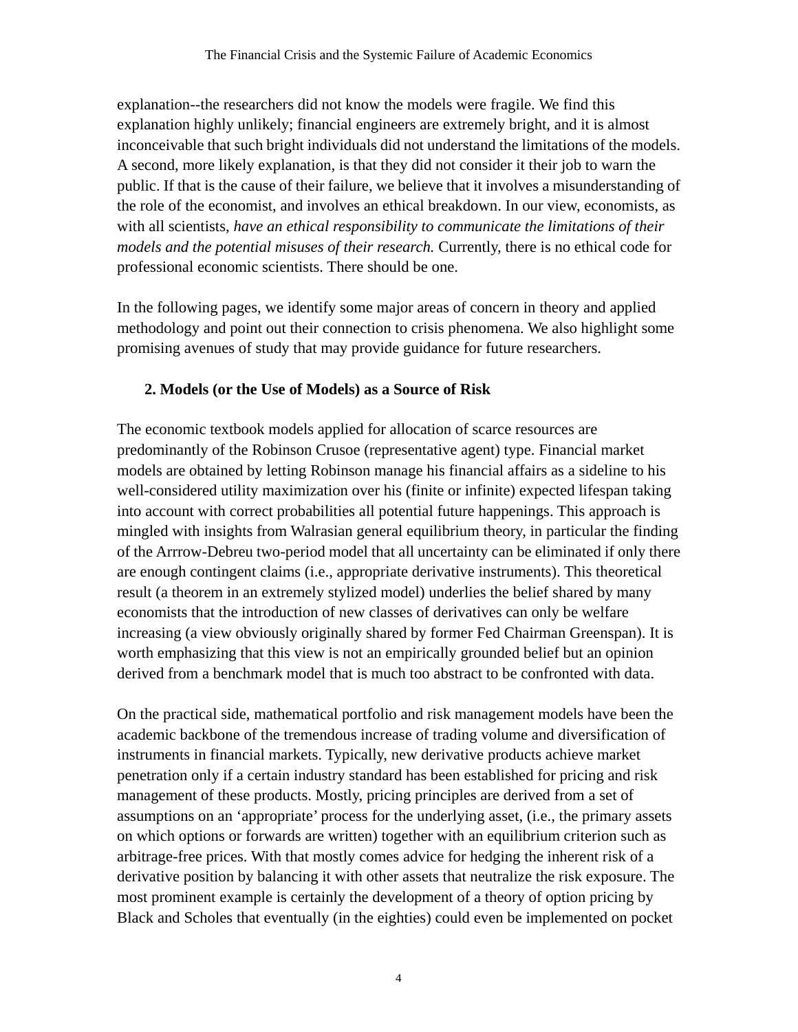explanation--the researchers did not know the models were fragile. We find this explanation highly unlikely; financial engineers are extremely bright, and it is almost inconceivable that such bright individuals did not understand the limitations of the models. A second, more likely explanation, is that they did not consider it their job to warn the public. If that is the cause of their failure, we believe that it involves a misunderstanding of the role of the economist, and involves an ethical breakdown. In our view, economists, as with all scientists, *have an ethical responsibility to communicate the limitations of their models and the potential misuses of their research.* Currently, there is no ethical code for professional economic scientists. There should be one.

In the following pages, we identify some major areas of concern in theory and applied methodology and point out their connection to crisis phenomena. We also highlight some promising avenues of study that may provide guidance for future researchers.

## 2. Models (or the Use of Models) as a Source of Risk

The economic textbook models applied for allocation of scarce resources are predominantly of the Robinson Crusoe (representative agent) type. Financial market models are obtained by letting Robinson manage his financial affairs as a sideline to his well-considered utility maximization over his (finite or infinite) expected lifespan taking into account with correct probabilities all potential future happenings. This approach is mingled with insights from Walrasian general equilibrium theory, in particular the finding of the Arrrow-Debreu two-period model that all uncertainty can be eliminated if only there are enough contingent claims (i.e., appropriate derivative instruments). This theoretical result (a theorem in an extremely stylized model) underlies the belief shared by many economists that the introduction of new classes of derivatives can only be welfare increasing (a view obviously originally shared by former Fed Chairman Greenspan). It is worth emphasizing that this view is not an empirically grounded belief but an opinion derived from a benchmark model that is much too abstract to be confronted with data.

On the practical side, mathematical portfolio and risk management models have been the academic backbone of the tremendous increase of trading volume and diversification of instruments in financial markets. Typically, new derivative products achieve market penetration only if a certain industry standard has been established for pricing and risk management of these products. Mostly, pricing principles are derived from a set of assumptions on an 'appropriate' process for the underlying asset, (i.e., the primary assets on which options or forwards are written) together with an equilibrium criterion such as arbitrage-free prices. With that mostly comes advice for hedging the inherent risk of a derivative position by balancing it with other assets that neutralize the risk exposure. The most prominent example is certainly the development of a theory of option pricing by Black and Scholes that eventually (in the eighties) could even be implemented on pocket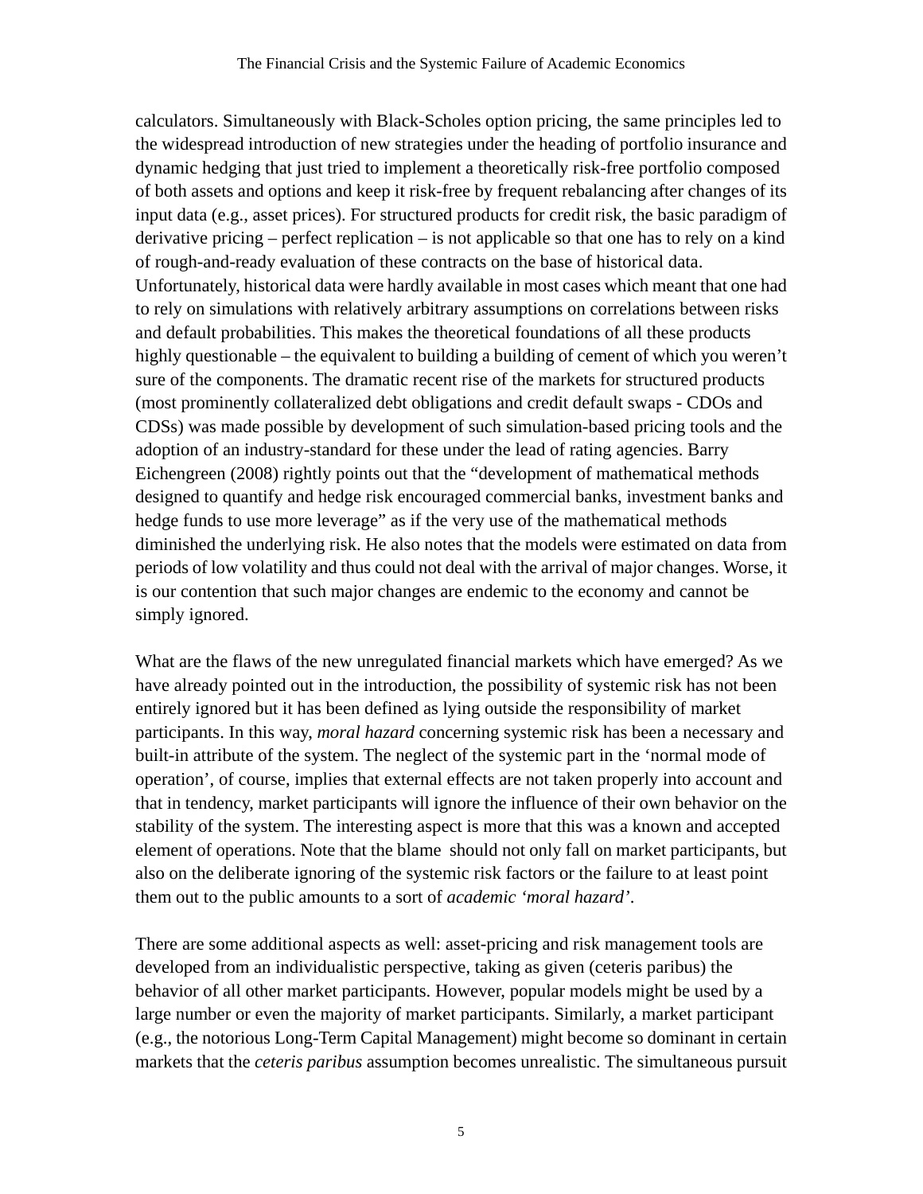calculators. Simultaneously with Black-Scholes option pricing, the same principles led to the widespread introduction of new strategies under the heading of portfolio insurance and dynamic hedging that just tried to implement a theoretically risk-free portfolio composed of both assets and options and keep it risk-free by frequent rebalancing after changes of its input data (e.g., asset prices). For structured products for credit risk, the basic paradigm of derivative pricing – perfect replication – is not applicable so that one has to rely on a kind of rough-and-ready evaluation of these contracts on the base of historical data. Unfortunately, historical data were hardly available in most cases which meant that one had to rely on simulations with relatively arbitrary assumptions on correlations between risks and default probabilities. This makes the theoretical foundations of all these products highly questionable – the equivalent to building a building of cement of which you weren't sure of the components. The dramatic recent rise of the markets for structured products (most prominently collateralized debt obligations and credit default swaps - CDOs and CDSs) was made possible by development of such simulation-based pricing tools and the adoption of an industry-standard for these under the lead of rating agencies. Barry Eichengreen (2008) rightly points out that the "development of mathematical methods designed to quantify and hedge risk encouraged commercial banks, investment banks and hedge funds to use more leverage" as if the very use of the mathematical methods diminished the underlying risk. He also notes that the models were estimated on data from periods of low volatility and thus could not deal with the arrival of major changes. Worse, it is our contention that such major changes are endemic to the economy and cannot be simply ignored.

What are the flaws of the new unregulated financial markets which have emerged? As we have already pointed out in the introduction, the possibility of systemic risk has not been entirely ignored but it has been defined as lying outside the responsibility of market participants. In this way, *moral hazard* concerning systemic risk has been a necessary and built-in attribute of the system. The neglect of the systemic part in the 'normal mode of operation', of course, implies that external effects are not taken properly into account and that in tendency, market participants will ignore the influence of their own behavior on the stability of the system. The interesting aspect is more that this was a known and accepted element of operations. Note that the blame should not only fall on market participants, but also on the deliberate ignoring of the systemic risk factors or the failure to at least point them out to the public amounts to a sort of *academic 'moral hazard'*.

There are some additional aspects as well: asset-pricing and risk management tools are developed from an individualistic perspective, taking as given (ceteris paribus) the behavior of all other market participants. However, popular models might be used by a large number or even the majority of market participants. Similarly, a market participant (e.g., the notorious Long-Term Capital Management) might become so dominant in certain markets that the *ceteris paribus* assumption becomes unrealistic. The simultaneous pursuit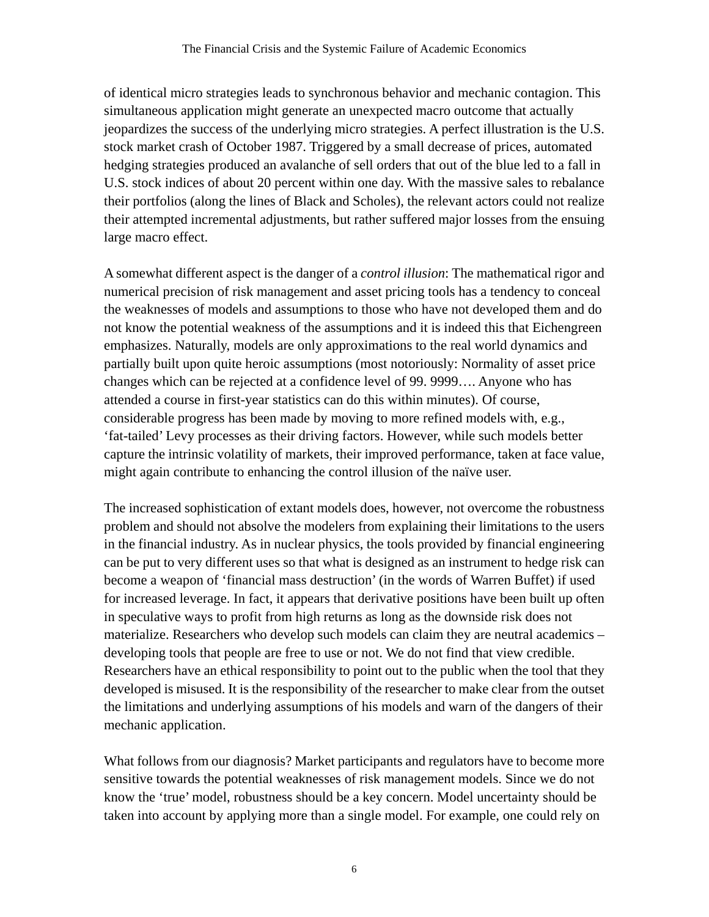of identical micro strategies leads to synchronous behavior and mechanic contagion. This simultaneous application might generate an unexpected macro outcome that actually jeopardizes the success of the underlying micro strategies. A perfect illustration is the U.S. stock market crash of October 1987. Triggered by a small decrease of prices, automated hedging strategies produced an avalanche of sell orders that out of the blue led to a fall in U.S. stock indices of about 20 percent within one day. With the massive sales to rebalance their portfolios (along the lines of Black and Scholes), the relevant actors could not realize their attempted incremental adjustments, but rather suffered major losses from the ensuing large macro effect.

A somewhat different aspect is the danger of a *control illusion*: The mathematical rigor and numerical precision of risk management and asset pricing tools has a tendency to conceal the weaknesses of models and assumptions to those who have not developed them and do not know the potential weakness of the assumptions and it is indeed this that Eichengreen emphasizes. Naturally, models are only approximations to the real world dynamics and partially built upon quite heroic assumptions (most notoriously: Normality of asset price changes which can be rejected at a confidence level of 99. 9999…. Anyone who has attended a course in first-year statistics can do this within minutes). Of course, considerable progress has been made by moving to more refined models with, e.g., 'fat-tailed' Levy processes as their driving factors. However, while such models better capture the intrinsic volatility of markets, their improved performance, taken at face value, might again contribute to enhancing the control illusion of the naïve user.

The increased sophistication of extant models does, however, not overcome the robustness problem and should not absolve the modelers from explaining their limitations to the users in the financial industry. As in nuclear physics, the tools provided by financial engineering can be put to very different uses so that what is designed as an instrument to hedge risk can become a weapon of 'financial mass destruction' (in the words of Warren Buffet) if used for increased leverage. In fact, it appears that derivative positions have been built up often in speculative ways to profit from high returns as long as the downside risk does not materialize. Researchers who develop such models can claim they are neutral academics – developing tools that people are free to use or not. We do not find that view credible. Researchers have an ethical responsibility to point out to the public when the tool that they developed is misused. It is the responsibility of the researcher to make clear from the outset the limitations and underlying assumptions of his models and warn of the dangers of their mechanic application.

What follows from our diagnosis? Market participants and regulators have to become more sensitive towards the potential weaknesses of risk management models. Since we do not know the 'true' model, robustness should be a key concern. Model uncertainty should be taken into account by applying more than a single model. For example, one could rely on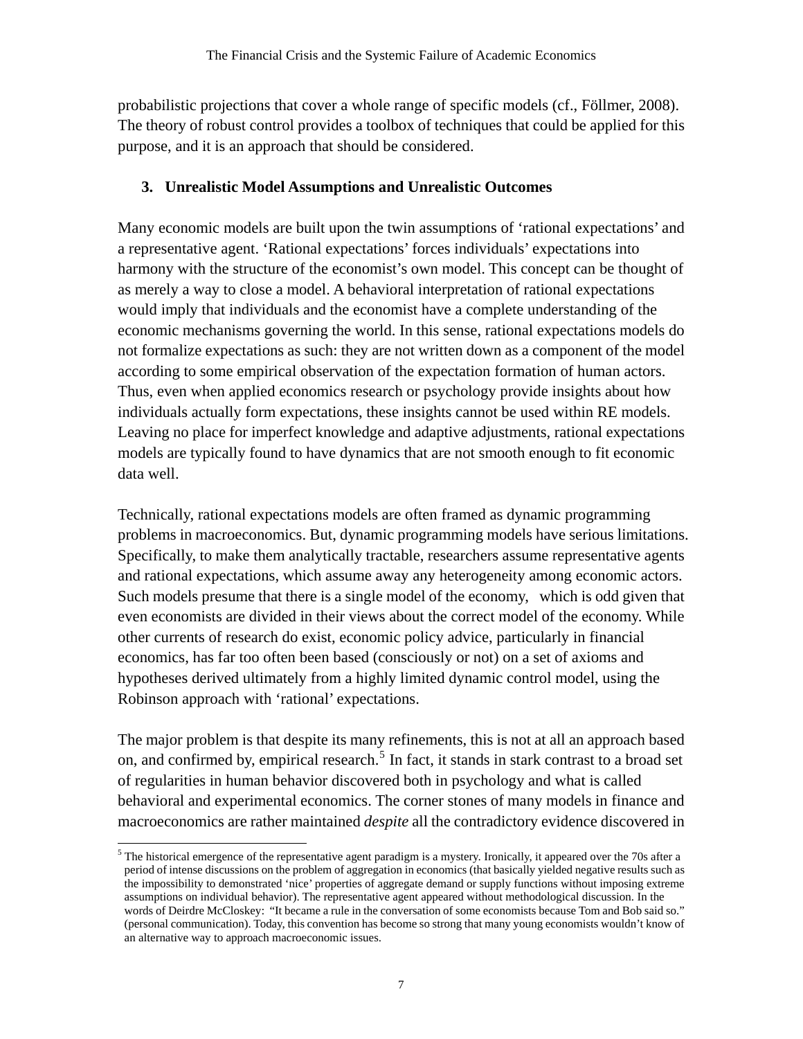probabilistic projections that cover a whole range of specific models (cf., Föllmer, 2008). The theory of robust control provides a toolbox of techniques that could be applied for this purpose, and it is an approach that should be considered.

## 3. Unrealistic Model Assumptions and Unrealistic Outcomes

Many economic models are built upon the twin assumptions of 'rational expectations' and a representative agent. 'Rational expectations' forces individuals' expectations into harmony with the structure of the economist's own model. This concept can be thought of as merely a way to close a model. A behavioral interpretation of rational expectations would imply that individuals and the economist have a complete understanding of the economic mechanisms governing the world. In this sense, rational expectations models do not formalize expectations as such: they are not written down as a component of the model according to some empirical observation of the expectation formation of human actors. Thus, even when applied economics research or psychology provide insights about how individuals actually form expectations, these insights cannot be used within RE models. Leaving no place for imperfect knowledge and adaptive adjustments, rational expectations models are typically found to have dynamics that are not smooth enough to fit economic data well.

Technically, rational expectations models are often framed as dynamic programming problems in macroeconomics. But, dynamic programming models have serious limitations. Specifically, to make them analytically tractable, researchers assume representative agents and rational expectations, which assume away any heterogeneity among economic actors. Such models presume that there is a single model of the economy, which is odd given that even economists are divided in their views about the correct model of the economy. While other currents of research do exist, economic policy advice, particularly in financial economics, has far too often been based (consciously or not) on a set of axioms and hypotheses derived ultimately from a highly limited dynamic control model, using the Robinson approach with 'rational' expectations.

The major problem is that despite its many refinements, this is not at all an approach based on, and confirmed by, empirical research.[5] In fact, it stands in stark contrast to a broad set of regularities in human behavior discovered both in psychology and what is called behavioral and experimental economics. The corner stones of many models in finance and macroeconomics are rather maintained *despite* all the contradictory evidence discovered in

[5] The historical emergence of the representative agent paradigm is a mystery. Ironically, it appeared over the 70s after a period of intense discussions on the problem of aggregation in economics (that basically yielded negative results such as the impossibility to demonstrated 'nice' properties of aggregate demand or supply functions without imposing extreme assumptions on individual behavior). The representative agent appeared without methodological discussion. In the words of Deirdre McCloskey: "It became a rule in the conversation of some economists because Tom and Bob said so." (personal communication). Today, this convention has become so strong that many young economists wouldn't know of an alternative way to approach macroeconomic issues.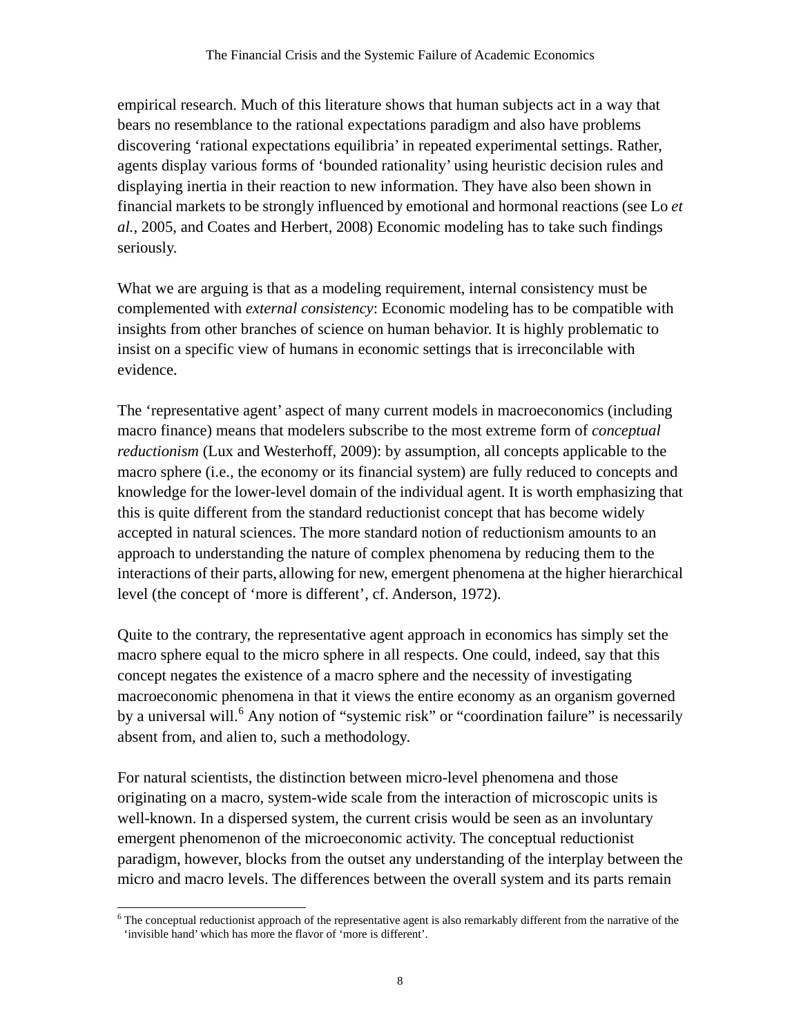empirical research. Much of this literature shows that human subjects act in a way that bears no resemblance to the rational expectations paradigm and also have problems discovering 'rational expectations equilibria' in repeated experimental settings. Rather, agents display various forms of 'bounded rationality' using heuristic decision rules and displaying inertia in their reaction to new information. They have also been shown in financial markets to be strongly influenced by emotional and hormonal reactions (see Lo *et al.*, 2005, and Coates and Herbert, 2008) Economic modeling has to take such findings seriously.

What we are arguing is that as a modeling requirement, internal consistency must be complemented with *external consistency*: Economic modeling has to be compatible with insights from other branches of science on human behavior. It is highly problematic to insist on a specific view of humans in economic settings that is irreconcilable with evidence.

The 'representative agent' aspect of many current models in macroeconomics (including macro finance) means that modelers subscribe to the most extreme form of *conceptual reductionism* (Lux and Westerhoff, 2009): by assumption, all concepts applicable to the macro sphere (i.e., the economy or its financial system) are fully reduced to concepts and knowledge for the lower-level domain of the individual agent. It is worth emphasizing that this is quite different from the standard reductionist concept that has become widely accepted in natural sciences. The more standard notion of reductionism amounts to an approach to understanding the nature of complex phenomena by reducing them to the interactions of their parts, allowing for new, emergent phenomena at the higher hierarchical level (the concept of 'more is different', cf. Anderson, 1972).

Quite to the contrary, the representative agent approach in economics has simply set the macro sphere equal to the micro sphere in all respects. One could, indeed, say that this concept negates the existence of a macro sphere and the necessity of investigating macroeconomic phenomena in that it views the entire economy as an organism governed by a universal will.[6] Any notion of "systemic risk" or "coordination failure" is necessarily absent from, and alien to, such a methodology.

For natural scientists, the distinction between micro-level phenomena and those originating on a macro, system-wide scale from the interaction of microscopic units is well-known. In a dispersed system, the current crisis would be seen as an involuntary emergent phenomenon of the microeconomic activity. The conceptual reductionist paradigm, however, blocks from the outset any understanding of the interplay between the micro and macro levels. The differences between the overall system and its parts remain

[6] The conceptual reductionist approach of the representative agent is also remarkably different from the narrative of the 'invisible hand' which has more the flavor of 'more is different'.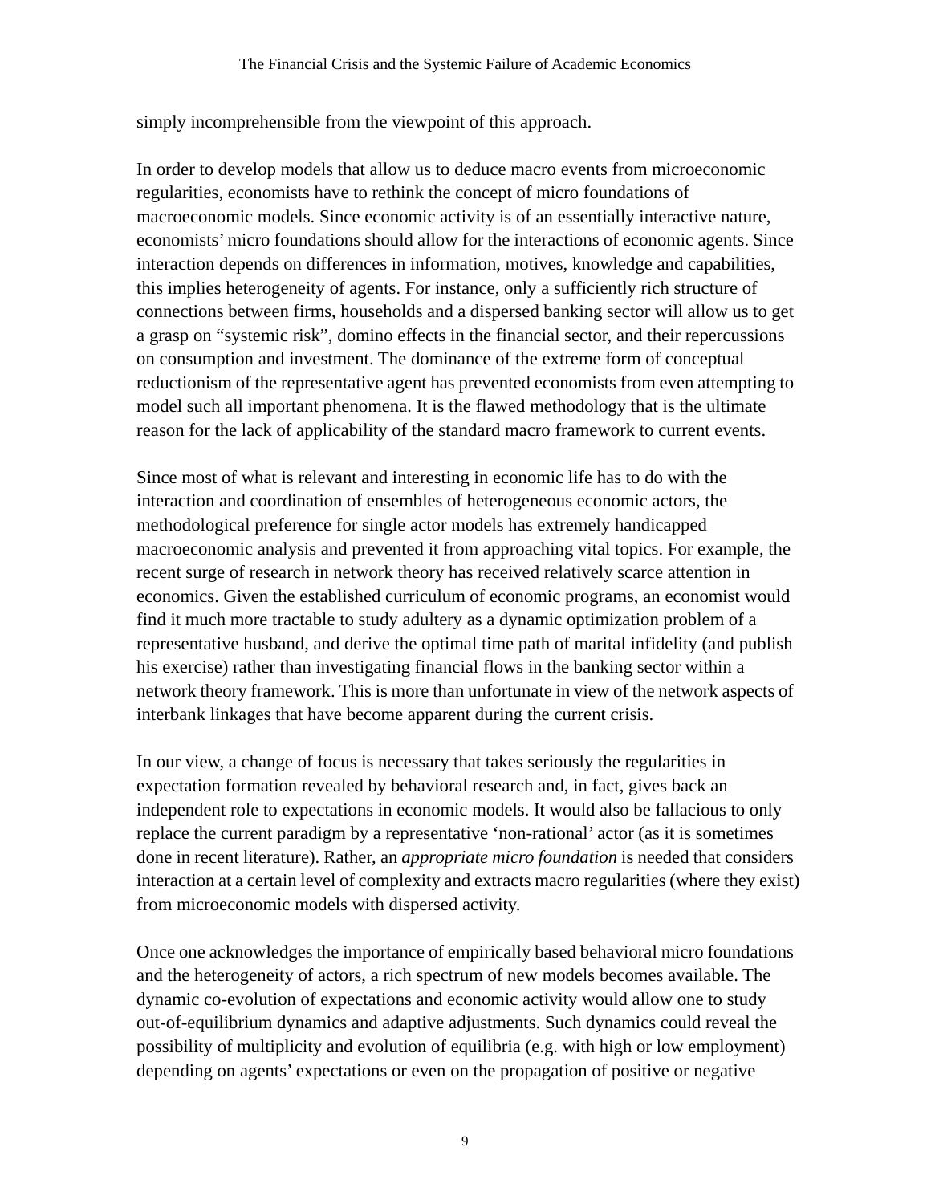simply incomprehensible from the viewpoint of this approach.

In order to develop models that allow us to deduce macro events from microeconomic regularities, economists have to rethink the concept of micro foundations of macroeconomic models. Since economic activity is of an essentially interactive nature, economists' micro foundations should allow for the interactions of economic agents. Since interaction depends on differences in information, motives, knowledge and capabilities, this implies heterogeneity of agents. For instance, only a sufficiently rich structure of connections between firms, households and a dispersed banking sector will allow us to get a grasp on "systemic risk", domino effects in the financial sector, and their repercussions on consumption and investment. The dominance of the extreme form of conceptual reductionism of the representative agent has prevented economists from even attempting to model such all important phenomena. It is the flawed methodology that is the ultimate reason for the lack of applicability of the standard macro framework to current events.

Since most of what is relevant and interesting in economic life has to do with the interaction and coordination of ensembles of heterogeneous economic actors, the methodological preference for single actor models has extremely handicapped macroeconomic analysis and prevented it from approaching vital topics. For example, the recent surge of research in network theory has received relatively scarce attention in economics. Given the established curriculum of economic programs, an economist would find it much more tractable to study adultery as a dynamic optimization problem of a representative husband, and derive the optimal time path of marital infidelity (and publish his exercise) rather than investigating financial flows in the banking sector within a network theory framework. This is more than unfortunate in view of the network aspects of interbank linkages that have become apparent during the current crisis.

In our view, a change of focus is necessary that takes seriously the regularities in expectation formation revealed by behavioral research and, in fact, gives back an independent role to expectations in economic models. It would also be fallacious to only replace the current paradigm by a representative 'non-rational' actor (as it is sometimes done in recent literature). Rather, an *appropriate micro foundation* is needed that considers interaction at a certain level of complexity and extracts macro regularities (where they exist) from microeconomic models with dispersed activity.

Once one acknowledges the importance of empirically based behavioral micro foundations and the heterogeneity of actors, a rich spectrum of new models becomes available. The dynamic co-evolution of expectations and economic activity would allow one to study out-of-equilibrium dynamics and adaptive adjustments. Such dynamics could reveal the possibility of multiplicity and evolution of equilibria (e.g. with high or low employment) depending on agents' expectations or even on the propagation of positive or negative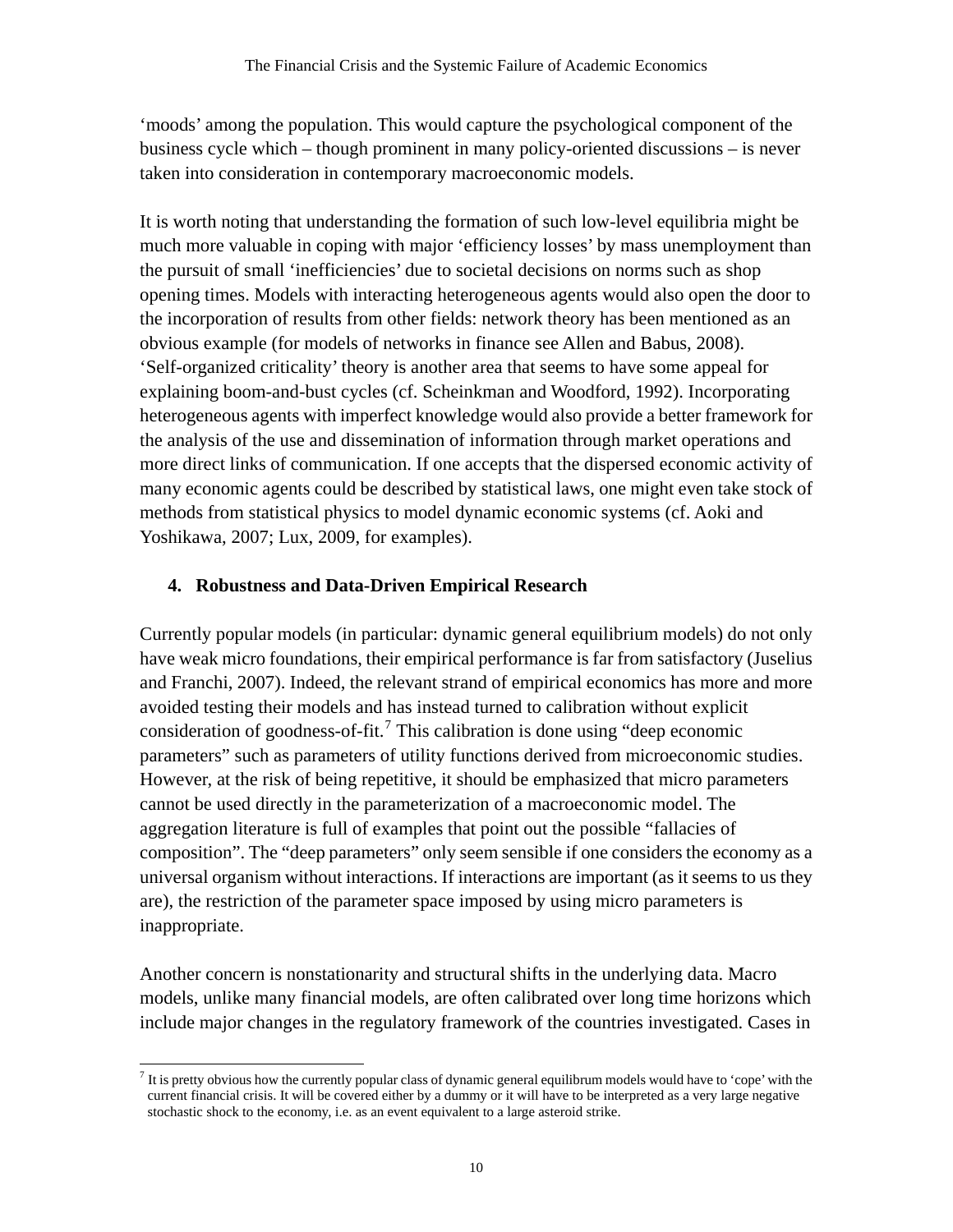'moods' among the population. This would capture the psychological component of the business cycle which – though prominent in many policy-oriented discussions – is never taken into consideration in contemporary macroeconomic models.

It is worth noting that understanding the formation of such low-level equilibria might be much more valuable in coping with major 'efficiency losses' by mass unemployment than the pursuit of small 'inefficiencies' due to societal decisions on norms such as shop opening times. Models with interacting heterogeneous agents would also open the door to the incorporation of results from other fields: network theory has been mentioned as an obvious example (for models of networks in finance see Allen and Babus, 2008). 'Self-organized criticality' theory is another area that seems to have some appeal for explaining boom-and-bust cycles (cf. Scheinkman and Woodford, 1992). Incorporating heterogeneous agents with imperfect knowledge would also provide a better framework for the analysis of the use and dissemination of information through market operations and more direct links of communication. If one accepts that the dispersed economic activity of many economic agents could be described by statistical laws, one might even take stock of methods from statistical physics to model dynamic economic systems (cf. Aoki and Yoshikawa, 2007; Lux, 2009, for examples).

## 4. Robustness and Data-Driven Empirical Research

Currently popular models (in particular: dynamic general equilibrium models) do not only have weak micro foundations, their empirical performance is far from satisfactory (Juselius and Franchi, 2007). Indeed, the relevant strand of empirical economics has more and more avoided testing their models and has instead turned to calibration without explicit consideration of goodness-of-fit.[7] This calibration is done using "deep economic parameters" such as parameters of utility functions derived from microeconomic studies. However, at the risk of being repetitive, it should be emphasized that micro parameters cannot be used directly in the parameterization of a macroeconomic model. The aggregation literature is full of examples that point out the possible "fallacies of composition". The "deep parameters" only seem sensible if one considers the economy as a universal organism without interactions. If interactions are important (as it seems to us they are), the restriction of the parameter space imposed by using micro parameters is inappropriate.

Another concern is nonstationarity and structural shifts in the underlying data. Macro models, unlike many financial models, are often calibrated over long time horizons which include major changes in the regulatory framework of the countries investigated. Cases in

[7] It is pretty obvious how the currently popular class of dynamic general equilibrum models would have to 'cope' with the current financial crisis. It will be covered either by a dummy or it will have to be interpreted as a very large negative stochastic shock to the economy, i.e. as an event equivalent to a large asteroid strike.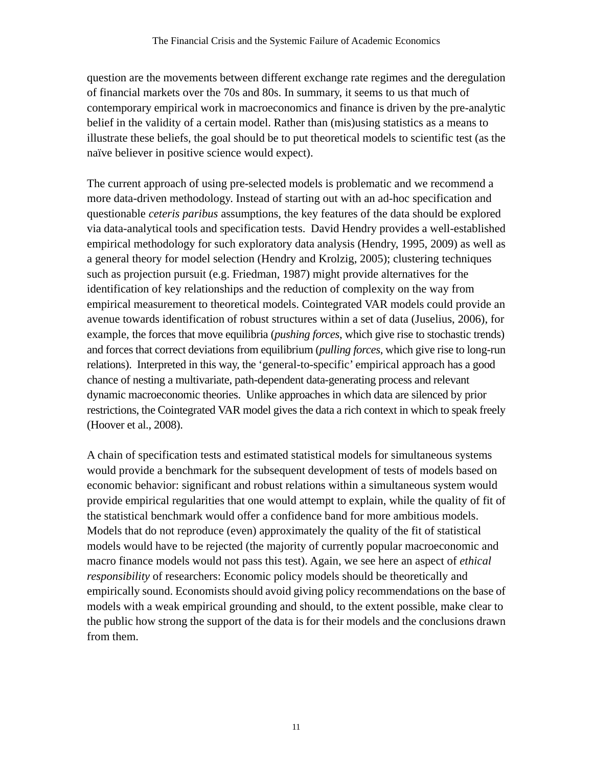question are the movements between different exchange rate regimes and the deregulation of financial markets over the 70s and 80s. In summary, it seems to us that much of contemporary empirical work in macroeconomics and finance is driven by the pre-analytic belief in the validity of a certain model. Rather than (mis)using statistics as a means to illustrate these beliefs, the goal should be to put theoretical models to scientific test (as the naïve believer in positive science would expect).

The current approach of using pre-selected models is problematic and we recommend a more data-driven methodology. Instead of starting out with an ad-hoc specification and questionable *ceteris paribus* assumptions, the key features of the data should be explored via data-analytical tools and specification tests. David Hendry provides a well-established empirical methodology for such exploratory data analysis (Hendry, 1995, 2009) as well as a general theory for model selection (Hendry and Krolzig, 2005); clustering techniques such as projection pursuit (e.g. Friedman, 1987) might provide alternatives for the identification of key relationships and the reduction of complexity on the way from empirical measurement to theoretical models. Cointegrated VAR models could provide an avenue towards identification of robust structures within a set of data (Juselius, 2006), for example, the forces that move equilibria (*pushing forces*, which give rise to stochastic trends) and forces that correct deviations from equilibrium (*pulling forces*, which give rise to long-run relations). Interpreted in this way, the 'general-to-specific' empirical approach has a good chance of nesting a multivariate, path-dependent data-generating process and relevant dynamic macroeconomic theories. Unlike approaches in which data are silenced by prior restrictions, the Cointegrated VAR model gives the data a rich context in which to speak freely (Hoover et al., 2008).

A chain of specification tests and estimated statistical models for simultaneous systems would provide a benchmark for the subsequent development of tests of models based on economic behavior: significant and robust relations within a simultaneous system would provide empirical regularities that one would attempt to explain, while the quality of fit of the statistical benchmark would offer a confidence band for more ambitious models. Models that do not reproduce (even) approximately the quality of the fit of statistical models would have to be rejected (the majority of currently popular macroeconomic and macro finance models would not pass this test). Again, we see here an aspect of *ethical responsibility* of researchers: Economic policy models should be theoretically and empirically sound. Economists should avoid giving policy recommendations on the base of models with a weak empirical grounding and should, to the extent possible, make clear to the public how strong the support of the data is for their models and the conclusions drawn from them.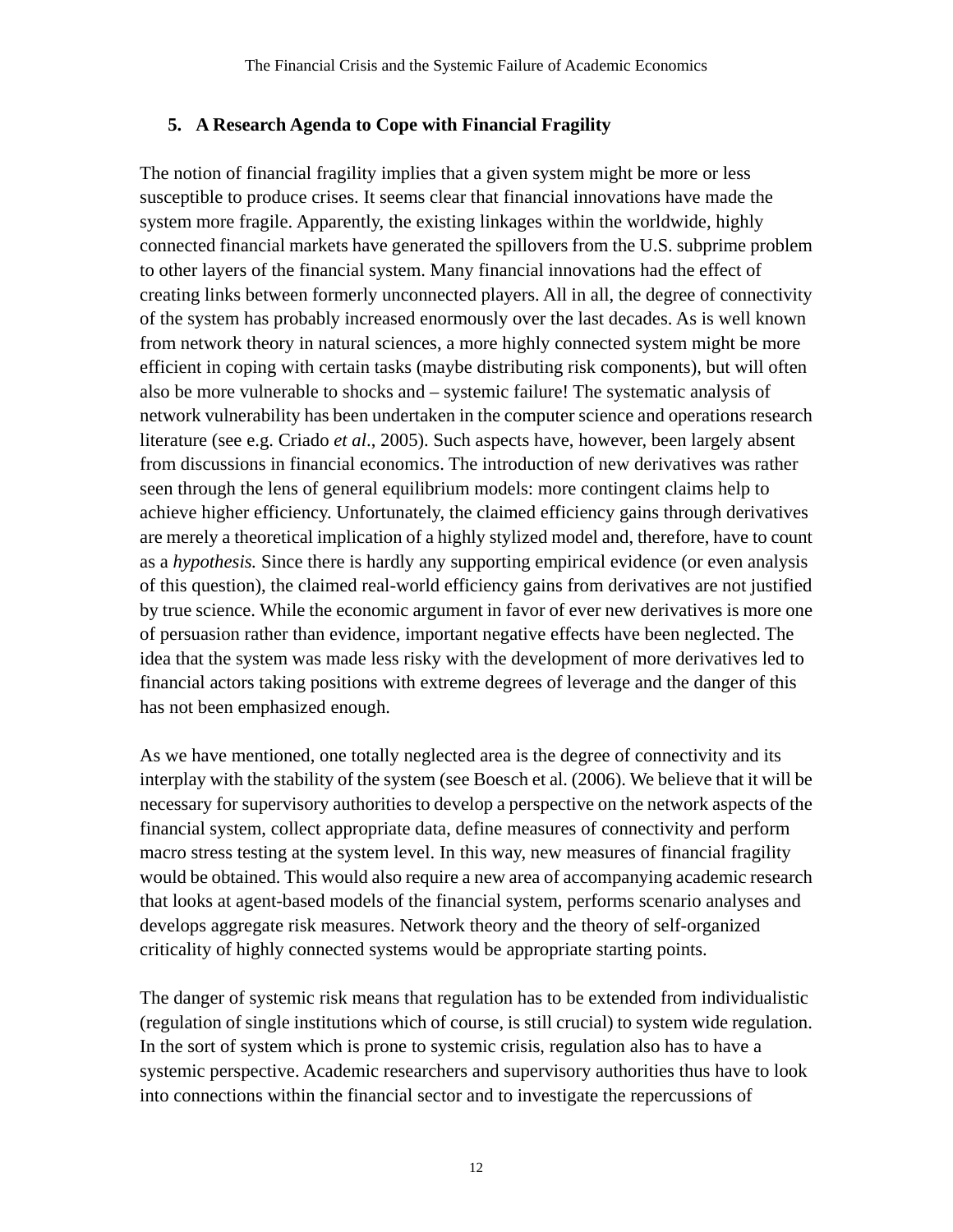## 5. A Research Agenda to Cope with Financial Fragility

The notion of financial fragility implies that a given system might be more or less susceptible to produce crises. It seems clear that financial innovations have made the system more fragile. Apparently, the existing linkages within the worldwide, highly connected financial markets have generated the spillovers from the U.S. subprime problem to other layers of the financial system. Many financial innovations had the effect of creating links between formerly unconnected players. All in all, the degree of connectivity of the system has probably increased enormously over the last decades. As is well known from network theory in natural sciences, a more highly connected system might be more efficient in coping with certain tasks (maybe distributing risk components), but will often also be more vulnerable to shocks and – systemic failure! The systematic analysis of network vulnerability has been undertaken in the computer science and operations research literature (see e.g. Criado *et al*., 2005). Such aspects have, however, been largely absent from discussions in financial economics. The introduction of new derivatives was rather seen through the lens of general equilibrium models: more contingent claims help to achieve higher efficiency. Unfortunately, the claimed efficiency gains through derivatives are merely a theoretical implication of a highly stylized model and, therefore, have to count as a *hypothesis.* Since there is hardly any supporting empirical evidence (or even analysis of this question), the claimed real-world efficiency gains from derivatives are not justified by true science. While the economic argument in favor of ever new derivatives is more one of persuasion rather than evidence, important negative effects have been neglected. The idea that the system was made less risky with the development of more derivatives led to financial actors taking positions with extreme degrees of leverage and the danger of this has not been emphasized enough.

As we have mentioned, one totally neglected area is the degree of connectivity and its interplay with the stability of the system (see Boesch et al. (2006). We believe that it will be necessary for supervisory authorities to develop a perspective on the network aspects of the financial system, collect appropriate data, define measures of connectivity and perform macro stress testing at the system level. In this way, new measures of financial fragility would be obtained. This would also require a new area of accompanying academic research that looks at agent-based models of the financial system, performs scenario analyses and develops aggregate risk measures. Network theory and the theory of self-organized criticality of highly connected systems would be appropriate starting points.

The danger of systemic risk means that regulation has to be extended from individualistic (regulation of single institutions which of course, is still crucial) to system wide regulation. In the sort of system which is prone to systemic crisis, regulation also has to have a systemic perspective. Academic researchers and supervisory authorities thus have to look into connections within the financial sector and to investigate the repercussions of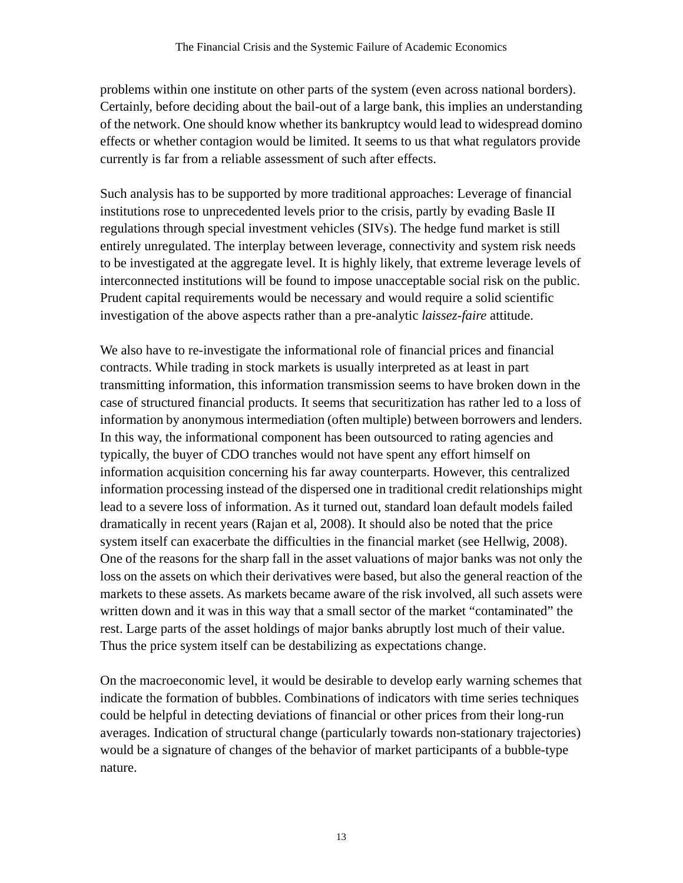problems within one institute on other parts of the system (even across national borders). Certainly, before deciding about the bail-out of a large bank, this implies an understanding of the network. One should know whether its bankruptcy would lead to widespread domino effects or whether contagion would be limited. It seems to us that what regulators provide currently is far from a reliable assessment of such after effects.

Such analysis has to be supported by more traditional approaches: Leverage of financial institutions rose to unprecedented levels prior to the crisis, partly by evading Basle II regulations through special investment vehicles (SIVs). The hedge fund market is still entirely unregulated. The interplay between leverage, connectivity and system risk needs to be investigated at the aggregate level. It is highly likely, that extreme leverage levels of interconnected institutions will be found to impose unacceptable social risk on the public. Prudent capital requirements would be necessary and would require a solid scientific investigation of the above aspects rather than a pre-analytic *laissez-faire* attitude.

We also have to re-investigate the informational role of financial prices and financial contracts. While trading in stock markets is usually interpreted as at least in part transmitting information, this information transmission seems to have broken down in the case of structured financial products. It seems that securitization has rather led to a loss of information by anonymous intermediation (often multiple) between borrowers and lenders. In this way, the informational component has been outsourced to rating agencies and typically, the buyer of CDO tranches would not have spent any effort himself on information acquisition concerning his far away counterparts. However, this centralized information processing instead of the dispersed one in traditional credit relationships might lead to a severe loss of information. As it turned out, standard loan default models failed dramatically in recent years (Rajan et al, 2008). It should also be noted that the price system itself can exacerbate the difficulties in the financial market (see Hellwig, 2008). One of the reasons for the sharp fall in the asset valuations of major banks was not only the loss on the assets on which their derivatives were based, but also the general reaction of the markets to these assets. As markets became aware of the risk involved, all such assets were written down and it was in this way that a small sector of the market "contaminated" the rest. Large parts of the asset holdings of major banks abruptly lost much of their value. Thus the price system itself can be destabilizing as expectations change.

On the macroeconomic level, it would be desirable to develop early warning schemes that indicate the formation of bubbles. Combinations of indicators with time series techniques could be helpful in detecting deviations of financial or other prices from their long-run averages. Indication of structural change (particularly towards non-stationary trajectories) would be a signature of changes of the behavior of market participants of a bubble-type nature.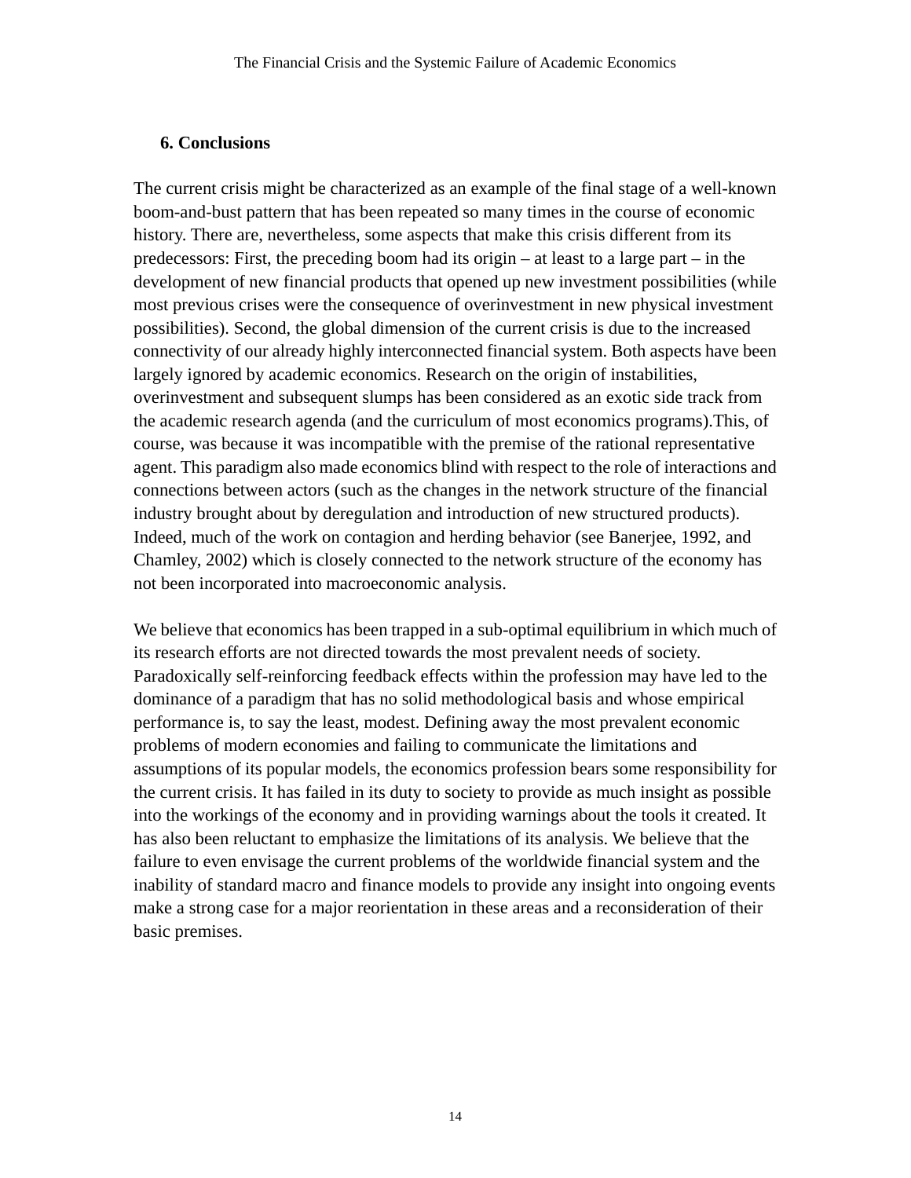## 6. Conclusions

The current crisis might be characterized as an example of the final stage of a well-known boom-and-bust pattern that has been repeated so many times in the course of economic history. There are, nevertheless, some aspects that make this crisis different from its predecessors: First, the preceding boom had its origin – at least to a large part – in the development of new financial products that opened up new investment possibilities (while most previous crises were the consequence of overinvestment in new physical investment possibilities). Second, the global dimension of the current crisis is due to the increased connectivity of our already highly interconnected financial system. Both aspects have been largely ignored by academic economics. Research on the origin of instabilities, overinvestment and subsequent slumps has been considered as an exotic side track from the academic research agenda (and the curriculum of most economics programs).This, of course, was because it was incompatible with the premise of the rational representative agent. This paradigm also made economics blind with respect to the role of interactions and connections between actors (such as the changes in the network structure of the financial industry brought about by deregulation and introduction of new structured products). Indeed, much of the work on contagion and herding behavior (see Banerjee, 1992, and Chamley, 2002) which is closely connected to the network structure of the economy has not been incorporated into macroeconomic analysis.

We believe that economics has been trapped in a sub-optimal equilibrium in which much of its research efforts are not directed towards the most prevalent needs of society. Paradoxically self-reinforcing feedback effects within the profession may have led to the dominance of a paradigm that has no solid methodological basis and whose empirical performance is, to say the least, modest. Defining away the most prevalent economic problems of modern economies and failing to communicate the limitations and assumptions of its popular models, the economics profession bears some responsibility for the current crisis. It has failed in its duty to society to provide as much insight as possible into the workings of the economy and in providing warnings about the tools it created. It has also been reluctant to emphasize the limitations of its analysis. We believe that the failure to even envisage the current problems of the worldwide financial system and the inability of standard macro and finance models to provide any insight into ongoing events make a strong case for a major reorientation in these areas and a reconsideration of their basic premises.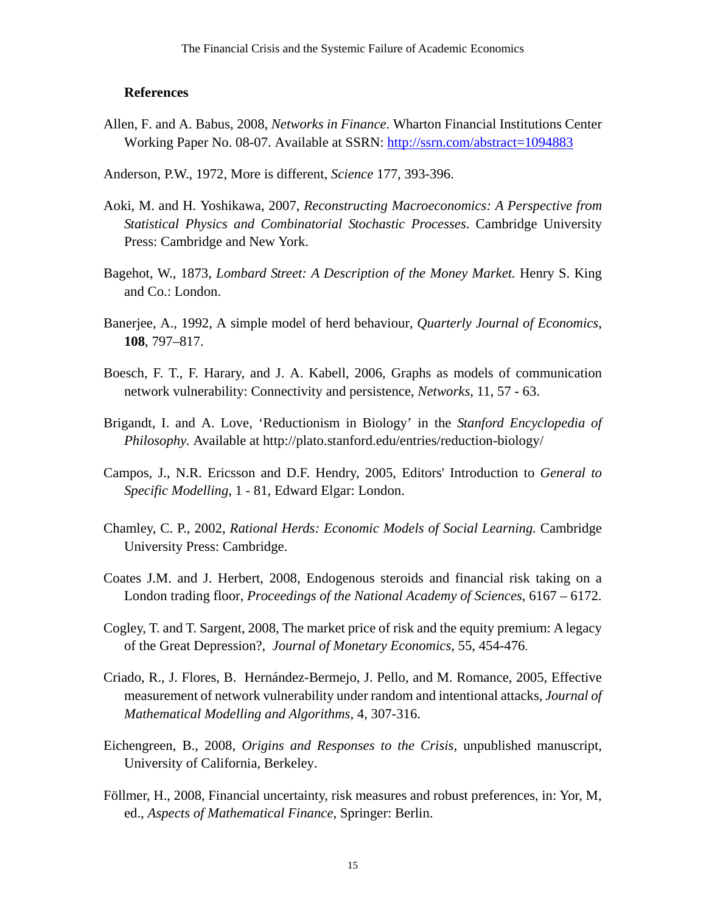## References

Allen, F. and A. Babus, 2008, *Networks in Finance*. Wharton Financial Institutions Center Working Paper No. 08-07. Available at SSRN: http://ssrn.com/abstract=1094883

Anderson, P.W., 1972, More is different, *Science* 177, 393-396.

Aoki, M. and H. Yoshikawa, 2007, *Reconstructing Macroeconomics: A Perspective from Statistical Physics and Combinatorial Stochastic Processes*. Cambridge University Press: Cambridge and New York.

Bagehot, W., 1873, *Lombard Street: A Description of the Money Market.* Henry S. King and Co.: London.

Banerjee, A., 1992, A simple model of herd behaviour, *Quarterly Journal of Economics*, **108**, 797–817.

Boesch, F. T., F. Harary, and J. A. Kabell, 2006, Graphs as models of communication network vulnerability: Connectivity and persistence, *Networks*, 11, 57 - 63.

Brigandt, I. and A. Love, 'Reductionism in Biology' in the *Stanford Encyclopedia of Philosophy.* Available at http://plato.stanford.edu/entries/reduction-biology/

Campos, J., N.R. Ericsson and D.F. Hendry, 2005, Editors' Introduction to *General to Specific Modelling*, 1 - 81, Edward Elgar: London.

Chamley, C. P., 2002, *Rational Herds: Economic Models of Social Learning.* Cambridge University Press: Cambridge.

Coates J.M. and J. Herbert, 2008, Endogenous steroids and financial risk taking on a London trading floor, *Proceedings of the National Academy of Sciences*, 6167 – 6172.

Cogley, T. and T. Sargent, 2008, The market price of risk and the equity premium: A legacy of the Great Depression?, *Journal of Monetary Economics*, 55, 454-476.

Criado, R., J. Flores, B. Hernández-Bermejo, J. Pello, and M. Romance, 2005, Effective measurement of network vulnerability under random and intentional attacks, *Journal of Mathematical Modelling and Algorithms*, 4, 307-316.

Eichengreen, B., 2008, *Origins and Responses to the Crisis*, unpublished manuscript, University of California, Berkeley.

Föllmer, H., 2008, Financial uncertainty, risk measures and robust preferences, in: Yor, M, ed., *Aspects of Mathematical Finance*, Springer: Berlin.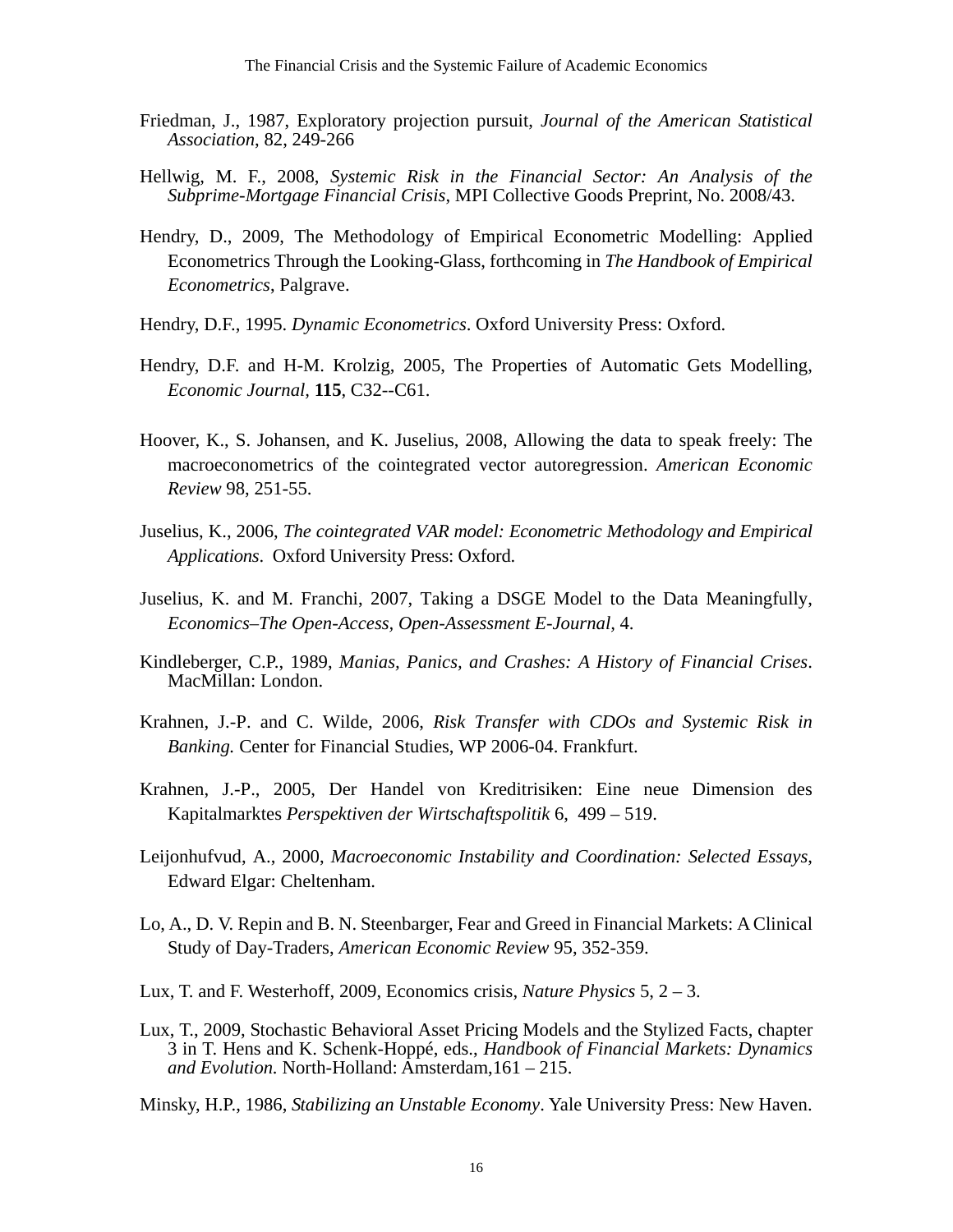Friedman, J., 1987, Exploratory projection pursuit, *Journal of the American Statistical Association*, 82, 249-266

Hellwig, M. F., 2008, *Systemic Risk in the Financial Sector: An Analysis of the Subprime-Mortgage Financial Crisis*, MPI Collective Goods Preprint, No. 2008/43.

Hendry, D., 2009, The Methodology of Empirical Econometric Modelling: Applied Econometrics Through the Looking-Glass, forthcoming in *The Handbook of Empirical Econometrics*, Palgrave.

Hendry, D.F., 1995. *Dynamic Econometrics*. Oxford University Press: Oxford.

Hendry, D.F. and H-M. Krolzig, 2005, The Properties of Automatic Gets Modelling, *Economic Journal,* **115**, C32--C61.

Hoover, K., S. Johansen, and K. Juselius, 2008, Allowing the data to speak freely: The macroeconometrics of the cointegrated vector autoregression. *American Economic Review* 98, 251-55.

Juselius, K., 2006, *The cointegrated VAR model: Econometric Methodology and Empirical Applications*. Oxford University Press: Oxford.

Juselius, K. and M. Franchi, 2007, Taking a DSGE Model to the Data Meaningfully, *Economics–The Open-Access, Open-Assessment E-Journal,* 4.

Kindleberger, C.P., 1989, *Manias, Panics, and Crashes: A History of Financial Crises*. MacMillan: London.

Krahnen, J.-P. and C. Wilde, 2006, *Risk Transfer with CDOs and Systemic Risk in Banking.* Center for Financial Studies, WP 2006-04. Frankfurt.

Krahnen, J.-P., 2005, Der Handel von Kreditrisiken: Eine neue Dimension des Kapitalmarktes *Perspektiven der Wirtschaftspolitik* 6, 499 – 519.

Leijonhufvud, A., 2000, *Macroeconomic Instability and Coordination: Selected Essays*, Edward Elgar: Cheltenham.

Lo, A., D. V. Repin and B. N. Steenbarger, Fear and Greed in Financial Markets: A Clinical Study of Day-Traders, *American Economic Review* 95, 352-359.

Lux, T. and F. Westerhoff, 2009, Economics crisis, *Nature Physics* 5, 2 – 3.

Lux, T., 2009, Stochastic Behavioral Asset Pricing Models and the Stylized Facts, chapter 3 in T. Hens and K. Schenk-Hoppé, eds., *Handbook of Financial Markets: Dynamics and Evolution.* North-Holland: Amsterdam,161 – 215.

Minsky, H.P., 1986, *Stabilizing an Unstable Economy*. Yale University Press: New Haven.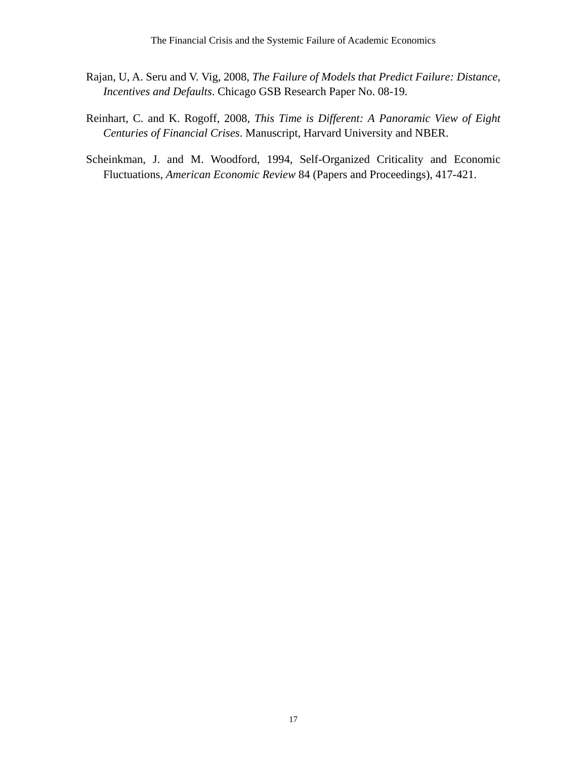Rajan, U, A. Seru and V. Vig, 2008, *The Failure of Models that Predict Failure: Distance, Incentives and Defaults*. Chicago GSB Research Paper No. 08-19.

Reinhart, C. and K. Rogoff, 2008, *This Time is Different: A Panoramic View of Eight Centuries of Financial Crises*. Manuscript, Harvard University and NBER.

Scheinkman, J. and M. Woodford, 1994, Self-Organized Criticality and Economic Fluctuations, *American Economic Review* 84 (Papers and Proceedings), 417-421.